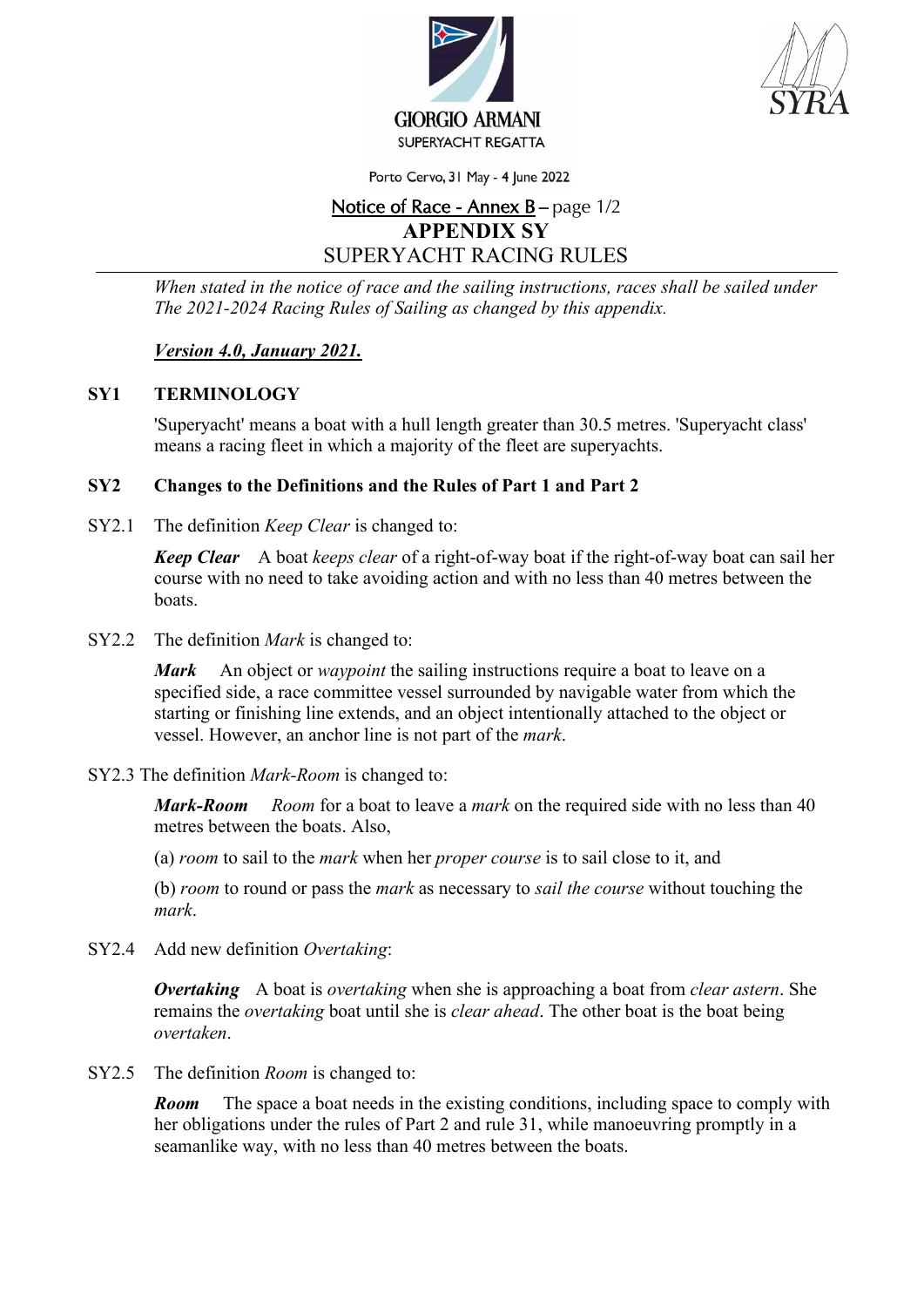GIORGIO ARMANI SUPERYACHT REGATTA

SYRA

Porto Cervo, 31 May - 4 June 2022

Notice of Race - Annex B – page 1/2

# APPENDIX SY

## SUPERYACHT RACING RULES

*When stated in the notice of race and the sailing instructions, races shall be sailed under The 2021-2024 Racing Rules of Sailing as changed by this appendix.*

***Version 4.0, January 2021.***

### SY1 TERMINOLOGY

'Superyacht' means a boat with a hull length greater than 30.5 metres. 'Superyacht class' means a racing fleet in which a majority of the fleet are superyachts.

### SY2 Changes to the Definitions and the Rules of Part 1 and Part 2

SY2.1 The definition *Keep Clear* is changed to:

***Keep Clear*** A boat *keeps clear* of a right-of-way boat if the right-of-way boat can sail her course with no need to take avoiding action and with no less than 40 metres between the boats.

SY2.2 The definition *Mark* is changed to:

***Mark*** An object or *waypoint* the sailing instructions require a boat to leave on a specified side, a race committee vessel surrounded by navigable water from which the starting or finishing line extends, and an object intentionally attached to the object or vessel. However, an anchor line is not part of the *mark*.

SY2.3 The definition *Mark-Room* is changed to:

***Mark-Room*** *Room* for a boat to leave a *mark* on the required side with no less than 40 metres between the boats. Also,

(a) *room* to sail to the *mark* when her *proper course* is to sail close to it, and

(b) *room* to round or pass the *mark* as necessary to *sail the course* without touching the *mark*.

SY2.4 Add new definition *Overtaking*:

***Overtaking*** A boat is *overtaking* when she is approaching a boat from *clear astern*. She remains the *overtaking* boat until she is *clear ahead*. The other boat is the boat being *overtaken*.

SY2.5 The definition *Room* is changed to:

***Room*** The space a boat needs in the existing conditions, including space to comply with her obligations under the rules of Part 2 and rule 31, while manoeuvring promptly in a seamanlike way, with no less than 40 metres between the boats.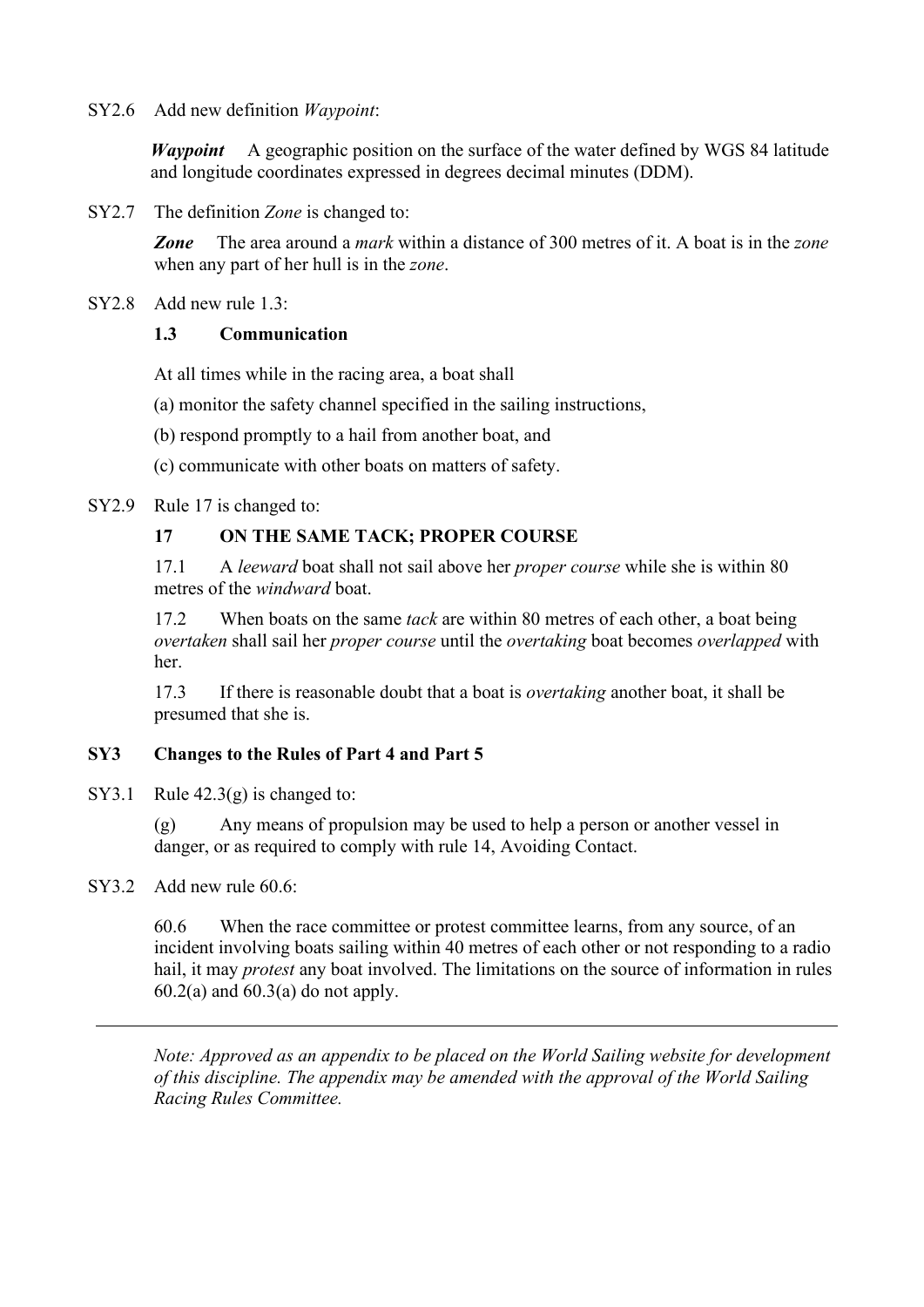SY2.6 Add new definition *Waypoint*:

***Waypoint*** A geographic position on the surface of the water defined by WGS 84 latitude and longitude coordinates expressed in degrees decimal minutes (DDM).

SY2.7 The definition *Zone* is changed to:

***Zone*** The area around a *mark* within a distance of 300 metres of it. A boat is in the *zone* when any part of her hull is in the *zone*.

SY2.8 Add new rule 1.3:

**1.3 Communication**

At all times while in the racing area, a boat shall

(a) monitor the safety channel specified in the sailing instructions,

(b) respond promptly to a hail from another boat, and

(c) communicate with other boats on matters of safety.

SY2.9 Rule 17 is changed to:

**17 ON THE SAME TACK; PROPER COURSE**

17.1 A *leeward* boat shall not sail above her *proper course* while she is within 80 metres of the *windward* boat.

17.2 When boats on the same *tack* are within 80 metres of each other, a boat being *overtaken* shall sail her *proper course* until the *overtaking* boat becomes *overlapped* with her.

17.3 If there is reasonable doubt that a boat is *overtaking* another boat, it shall be presumed that she is.

## SY3 Changes to the Rules of Part 4 and Part 5

SY3.1 Rule 42.3(g) is changed to:

(g) Any means of propulsion may be used to help a person or another vessel in danger, or as required to comply with rule 14, Avoiding Contact.

SY3.2 Add new rule 60.6:

60.6 When the race committee or protest committee learns, from any source, of an incident involving boats sailing within 40 metres of each other or not responding to a radio hail, it may *protest* any boat involved. The limitations on the source of information in rules 60.2(a) and 60.3(a) do not apply.

---

*Note: Approved as an appendix to be placed on the World Sailing website for development of this discipline. The appendix may be amended with the approval of the World Sailing Racing Rules Committee.*